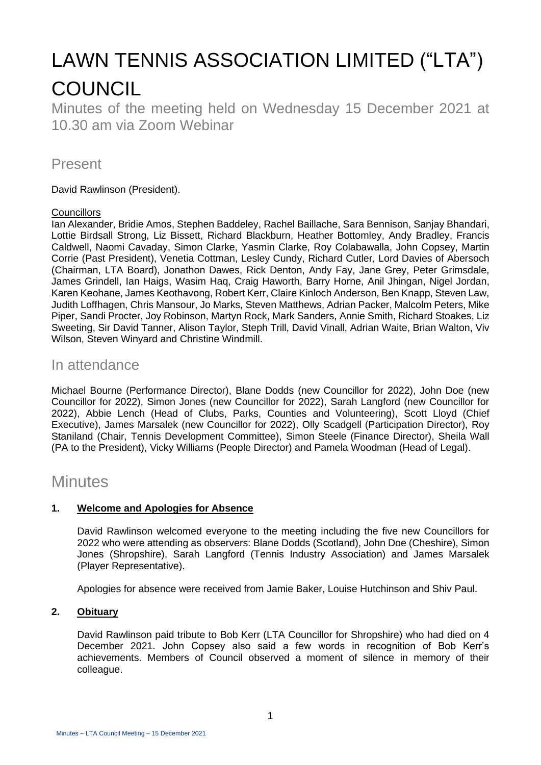# LAWN TENNIS ASSOCIATION LIMITED ("LTA") COUNCIL

Minutes of the meeting held on Wednesday 15 December 2021 at 10.30 am via Zoom Webinar

## Present

David Rawlinson (President).

Councillors

Ian Alexander, Bridie Amos, Stephen Baddeley, Rachel Baillache, Sara Bennison, Sanjay Bhandari, Lottie Birdsall Strong, Liz Bissett, Richard Blackburn, Heather Bottomley, Andy Bradley, Francis Caldwell, Naomi Cavaday, Simon Clarke, Yasmin Clarke, Roy Colabawalla, John Copsey, Martin Corrie (Past President), Venetia Cottman, Lesley Cundy, Richard Cutler, Lord Davies of Abersoch (Chairman, LTA Board), Jonathon Dawes, Rick Denton, Andy Fay, Jane Grey, Peter Grimsdale, James Grindell, Ian Haigs, Wasim Haq, Craig Haworth, Barry Horne, Anil Jhingan, Nigel Jordan, Karen Keohane, James Keothavong, Robert Kerr, Claire Kinloch Anderson, Ben Knapp, Steven Law, Judith Loffhagen, Chris Mansour, Jo Marks, Steven Matthews, Adrian Packer, Malcolm Peters, Mike Piper, Sandi Procter, Joy Robinson, Martyn Rock, Mark Sanders, Annie Smith, Richard Stoakes, Liz Sweeting, Sir David Tanner, Alison Taylor, Steph Trill, David Vinall, Adrian Waite, Brian Walton, Viv Wilson, Steven Winyard and Christine Windmill.

## In attendance

Michael Bourne (Performance Director), Blane Dodds (new Councillor for 2022), John Doe (new Councillor for 2022), Simon Jones (new Councillor for 2022), Sarah Langford (new Councillor for 2022), Abbie Lench (Head of Clubs, Parks, Counties and Volunteering), Scott Lloyd (Chief Executive), James Marsalek (new Councillor for 2022), Olly Scadgell (Participation Director), Roy Staniland (Chair, Tennis Development Committee), Simon Steele (Finance Director), Sheila Wall (PA to the President), Vicky Williams (People Director) and Pamela Woodman (Head of Legal).

## Minutes

### 1. Welcome and Apologies for Absence

David Rawlinson welcomed everyone to the meeting including the five new Councillors for 2022 who were attending as observers: Blane Dodds (Scotland), John Doe (Cheshire), Simon Jones (Shropshire), Sarah Langford (Tennis Industry Association) and James Marsalek (Player Representative).

Apologies for absence were received from Jamie Baker, Louise Hutchinson and Shiv Paul.

### 2. Obituary

David Rawlinson paid tribute to Bob Kerr (LTA Councillor for Shropshire) who had died on 4 December 2021. John Copsey also said a few words in recognition of Bob Kerr's achievements. Members of Council observed a moment of silence in memory of their colleague.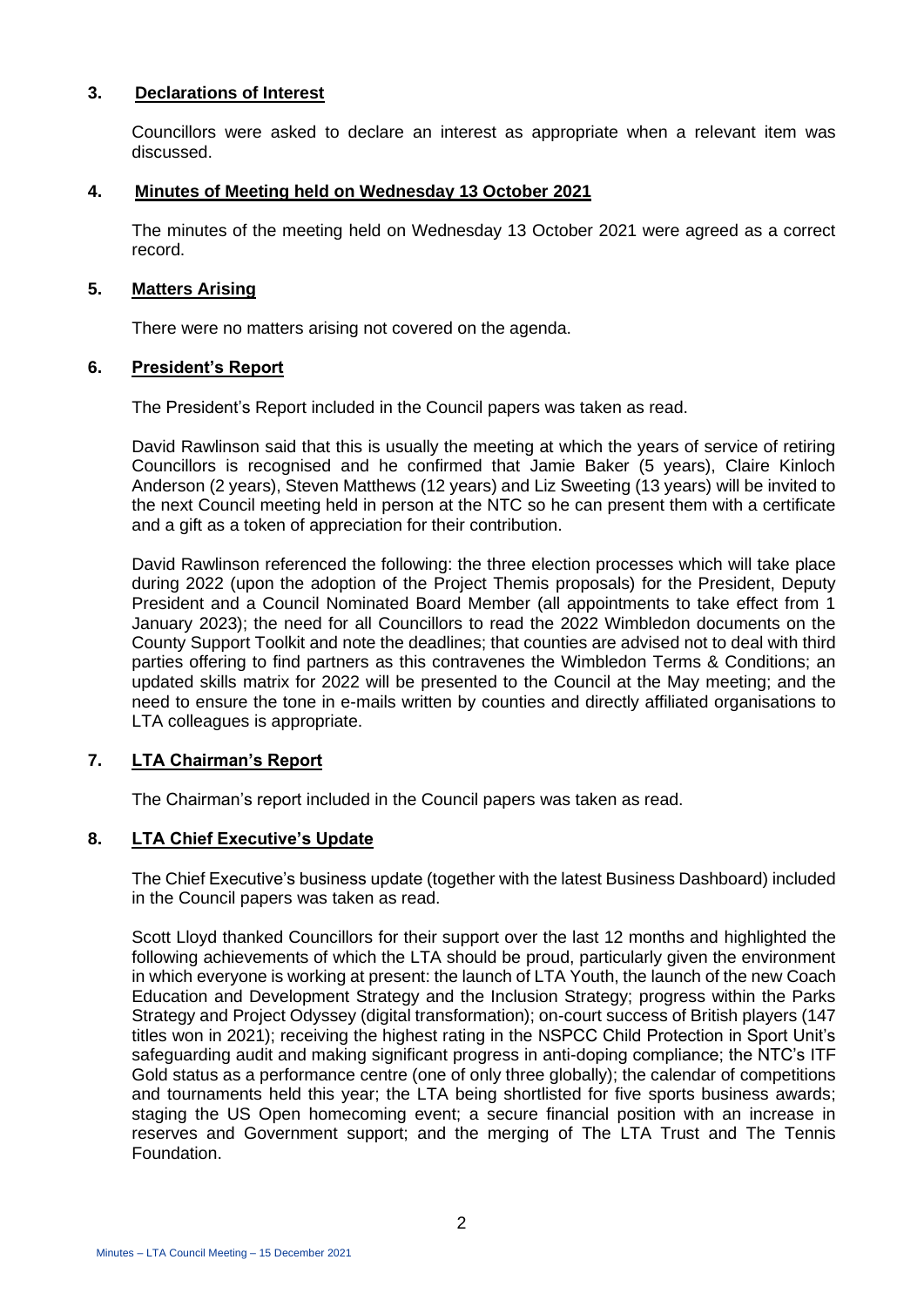## 3. Declarations of Interest

Councillors were asked to declare an interest as appropriate when a relevant item was discussed.

## 4. Minutes of Meeting held on Wednesday 13 October 2021

The minutes of the meeting held on Wednesday 13 October 2021 were agreed as a correct record.

## 5. Matters Arising

There were no matters arising not covered on the agenda.

## 6. President's Report

The President's Report included in the Council papers was taken as read.

David Rawlinson said that this is usually the meeting at which the years of service of retiring Councillors is recognised and he confirmed that Jamie Baker (5 years), Claire Kinloch Anderson (2 years), Steven Matthews (12 years) and Liz Sweeting (13 years) will be invited to the next Council meeting held in person at the NTC so he can present them with a certificate and a gift as a token of appreciation for their contribution.

David Rawlinson referenced the following: the three election processes which will take place during 2022 (upon the adoption of the Project Themis proposals) for the President, Deputy President and a Council Nominated Board Member (all appointments to take effect from 1 January 2023); the need for all Councillors to read the 2022 Wimbledon documents on the County Support Toolkit and note the deadlines; that counties are advised not to deal with third parties offering to find partners as this contravenes the Wimbledon Terms & Conditions; an updated skills matrix for 2022 will be presented to the Council at the May meeting; and the need to ensure the tone in e-mails written by counties and directly affiliated organisations to LTA colleagues is appropriate.

## 7. LTA Chairman's Report

The Chairman's report included in the Council papers was taken as read.

## 8. LTA Chief Executive's Update

The Chief Executive's business update (together with the latest Business Dashboard) included in the Council papers was taken as read.

Scott Lloyd thanked Councillors for their support over the last 12 months and highlighted the following achievements of which the LTA should be proud, particularly given the environment in which everyone is working at present: the launch of LTA Youth, the launch of the new Coach Education and Development Strategy and the Inclusion Strategy; progress within the Parks Strategy and Project Odyssey (digital transformation); on-court success of British players (147 titles won in 2021); receiving the highest rating in the NSPCC Child Protection in Sport Unit's safeguarding audit and making significant progress in anti-doping compliance; the NTC's ITF Gold status as a performance centre (one of only three globally); the calendar of competitions and tournaments held this year; the LTA being shortlisted for five sports business awards; staging the US Open homecoming event; a secure financial position with an increase in reserves and Government support; and the merging of The LTA Trust and The Tennis Foundation.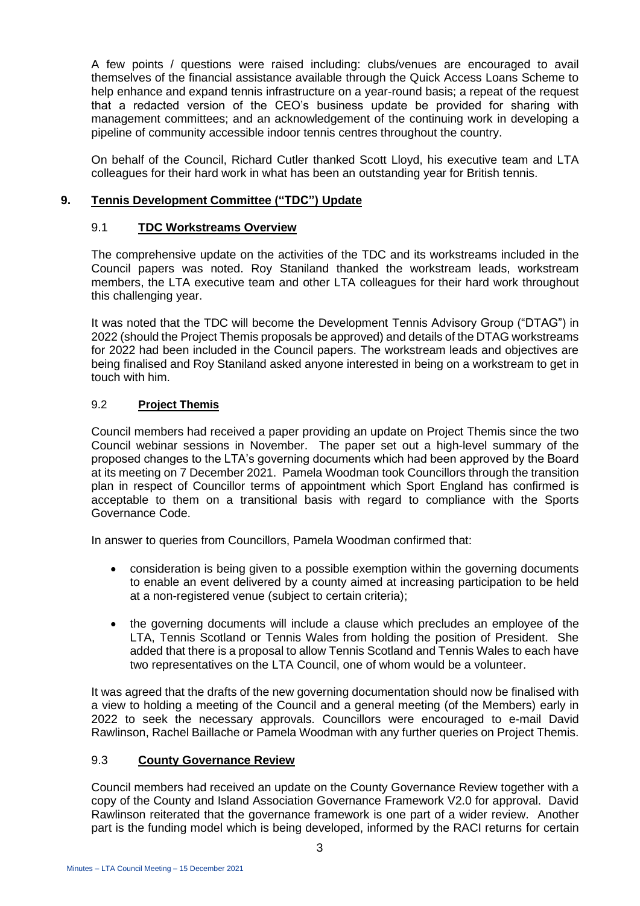A few points / questions were raised including: clubs/venues are encouraged to avail themselves of the financial assistance available through the Quick Access Loans Scheme to help enhance and expand tennis infrastructure on a year-round basis; a repeat of the request that a redacted version of the CEO's business update be provided for sharing with management committees; and an acknowledgement of the continuing work in developing a pipeline of community accessible indoor tennis centres throughout the country.

On behalf of the Council, Richard Cutler thanked Scott Lloyd, his executive team and LTA colleagues for their hard work in what has been an outstanding year for British tennis.

## 9. Tennis Development Committee ("TDC") Update

### 9.1 TDC Workstreams Overview

The comprehensive update on the activities of the TDC and its workstreams included in the Council papers was noted. Roy Staniland thanked the workstream leads, workstream members, the LTA executive team and other LTA colleagues for their hard work throughout this challenging year.

It was noted that the TDC will become the Development Tennis Advisory Group ("DTAG") in 2022 (should the Project Themis proposals be approved) and details of the DTAG workstreams for 2022 had been included in the Council papers. The workstream leads and objectives are being finalised and Roy Staniland asked anyone interested in being on a workstream to get in touch with him.

### 9.2 Project Themis

Council members had received a paper providing an update on Project Themis since the two Council webinar sessions in November. The paper set out a high-level summary of the proposed changes to the LTA's governing documents which had been approved by the Board at its meeting on 7 December 2021. Pamela Woodman took Councillors through the transition plan in respect of Councillor terms of appointment which Sport England has confirmed is acceptable to them on a transitional basis with regard to compliance with the Sports Governance Code.

In answer to queries from Councillors, Pamela Woodman confirmed that:

- consideration is being given to a possible exemption within the governing documents to enable an event delivered by a county aimed at increasing participation to be held at a non-registered venue (subject to certain criteria);
- the governing documents will include a clause which precludes an employee of the LTA, Tennis Scotland or Tennis Wales from holding the position of President. She added that there is a proposal to allow Tennis Scotland and Tennis Wales to each have two representatives on the LTA Council, one of whom would be a volunteer.

It was agreed that the drafts of the new governing documentation should now be finalised with a view to holding a meeting of the Council and a general meeting (of the Members) early in 2022 to seek the necessary approvals. Councillors were encouraged to e-mail David Rawlinson, Rachel Baillache or Pamela Woodman with any further queries on Project Themis.

### 9.3 County Governance Review

Council members had received an update on the County Governance Review together with a copy of the County and Island Association Governance Framework V2.0 for approval. David Rawlinson reiterated that the governance framework is one part of a wider review. Another part is the funding model which is being developed, informed by the RACI returns for certain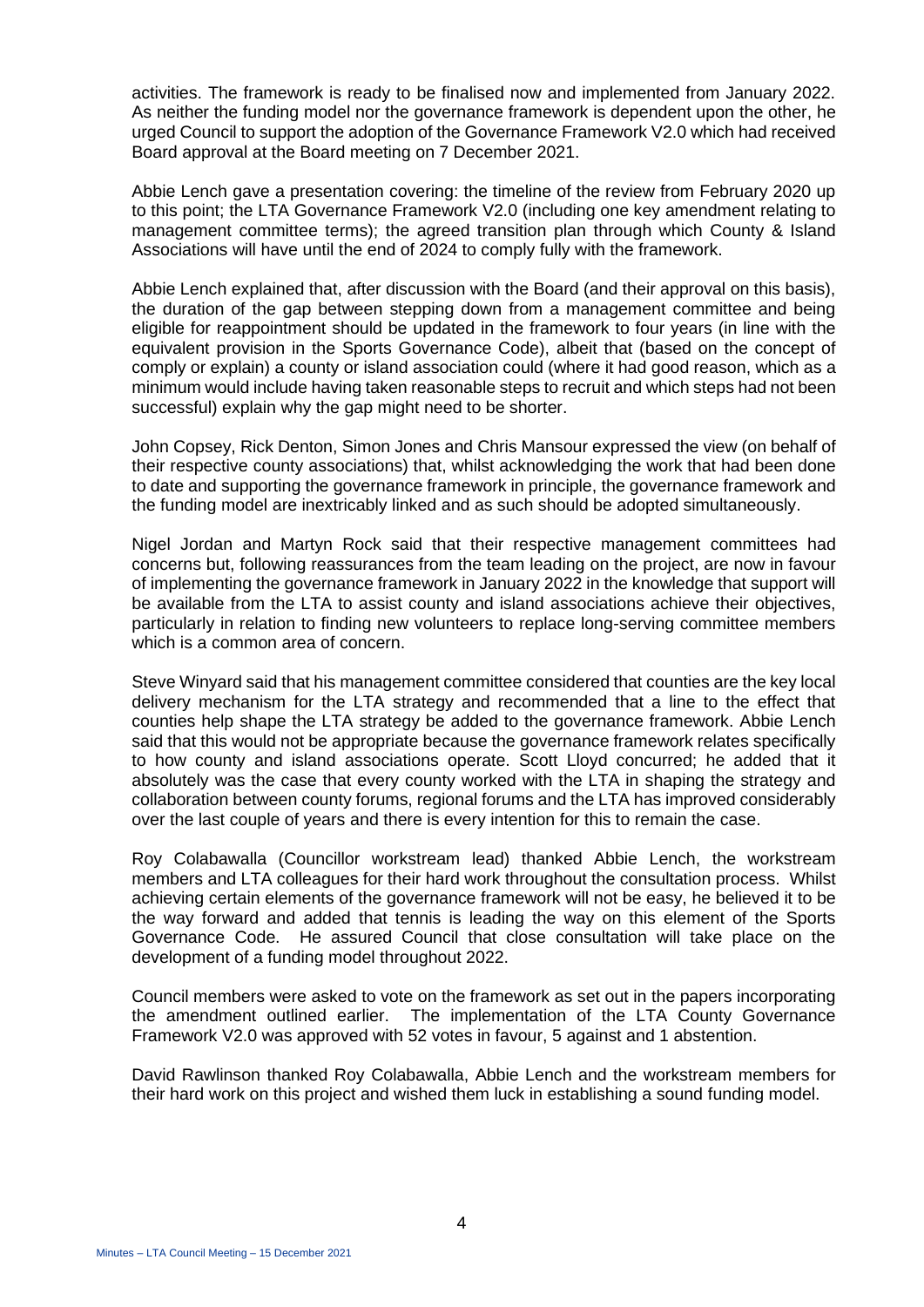activities. The framework is ready to be finalised now and implemented from January 2022. As neither the funding model nor the governance framework is dependent upon the other, he urged Council to support the adoption of the Governance Framework V2.0 which had received Board approval at the Board meeting on 7 December 2021.

Abbie Lench gave a presentation covering: the timeline of the review from February 2020 up to this point; the LTA Governance Framework V2.0 (including one key amendment relating to management committee terms); the agreed transition plan through which County & Island Associations will have until the end of 2024 to comply fully with the framework.

Abbie Lench explained that, after discussion with the Board (and their approval on this basis), the duration of the gap between stepping down from a management committee and being eligible for reappointment should be updated in the framework to four years (in line with the equivalent provision in the Sports Governance Code), albeit that (based on the concept of comply or explain) a county or island association could (where it had good reason, which as a minimum would include having taken reasonable steps to recruit and which steps had not been successful) explain why the gap might need to be shorter.

John Copsey, Rick Denton, Simon Jones and Chris Mansour expressed the view (on behalf of their respective county associations) that, whilst acknowledging the work that had been done to date and supporting the governance framework in principle, the governance framework and the funding model are inextricably linked and as such should be adopted simultaneously.

Nigel Jordan and Martyn Rock said that their respective management committees had concerns but, following reassurances from the team leading on the project, are now in favour of implementing the governance framework in January 2022 in the knowledge that support will be available from the LTA to assist county and island associations achieve their objectives, particularly in relation to finding new volunteers to replace long-serving committee members which is a common area of concern.

Steve Winyard said that his management committee considered that counties are the key local delivery mechanism for the LTA strategy and recommended that a line to the effect that counties help shape the LTA strategy be added to the governance framework. Abbie Lench said that this would not be appropriate because the governance framework relates specifically to how county and island associations operate. Scott Lloyd concurred; he added that it absolutely was the case that every county worked with the LTA in shaping the strategy and collaboration between county forums, regional forums and the LTA has improved considerably over the last couple of years and there is every intention for this to remain the case.

Roy Colabawalla (Councillor workstream lead) thanked Abbie Lench, the workstream members and LTA colleagues for their hard work throughout the consultation process. Whilst achieving certain elements of the governance framework will not be easy, he believed it to be the way forward and added that tennis is leading the way on this element of the Sports Governance Code. He assured Council that close consultation will take place on the development of a funding model throughout 2022.

Council members were asked to vote on the framework as set out in the papers incorporating the amendment outlined earlier. The implementation of the LTA County Governance Framework V2.0 was approved with 52 votes in favour, 5 against and 1 abstention.

David Rawlinson thanked Roy Colabawalla, Abbie Lench and the workstream members for their hard work on this project and wished them luck in establishing a sound funding model.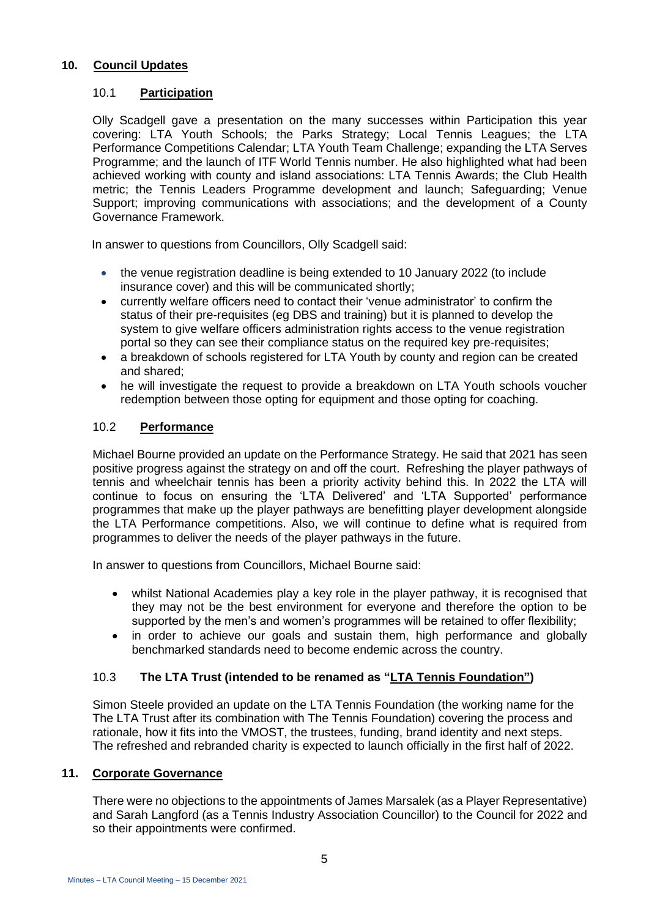## 10. Council Updates

### 10.1 Participation

Olly Scadgell gave a presentation on the many successes within Participation this year covering: LTA Youth Schools; the Parks Strategy; Local Tennis Leagues; the LTA Performance Competitions Calendar; LTA Youth Team Challenge; expanding the LTA Serves Programme; and the launch of ITF World Tennis number. He also highlighted what had been achieved working with county and island associations: LTA Tennis Awards; the Club Health metric; the Tennis Leaders Programme development and launch; Safeguarding; Venue Support; improving communications with associations; and the development of a County Governance Framework.

In answer to questions from Councillors, Olly Scadgell said:

- the venue registration deadline is being extended to 10 January 2022 (to include insurance cover) and this will be communicated shortly;
- currently welfare officers need to contact their 'venue administrator' to confirm the status of their pre-requisites (eg DBS and training) but it is planned to develop the system to give welfare officers administration rights access to the venue registration portal so they can see their compliance status on the required key pre-requisites;
- a breakdown of schools registered for LTA Youth by county and region can be created and shared;
- he will investigate the request to provide a breakdown on LTA Youth schools voucher redemption between those opting for equipment and those opting for coaching.

### 10.2 Performance

Michael Bourne provided an update on the Performance Strategy. He said that 2021 has seen positive progress against the strategy on and off the court. Refreshing the player pathways of tennis and wheelchair tennis has been a priority activity behind this. In 2022 the LTA will continue to focus on ensuring the 'LTA Delivered' and 'LTA Supported' performance programmes that make up the player pathways are benefitting player development alongside the LTA Performance competitions. Also, we will continue to define what is required from programmes to deliver the needs of the player pathways in the future.

In answer to questions from Councillors, Michael Bourne said:

- whilst National Academies play a key role in the player pathway, it is recognised that they may not be the best environment for everyone and therefore the option to be supported by the men's and women's programmes will be retained to offer flexibility;
- in order to achieve our goals and sustain them, high performance and globally benchmarked standards need to become endemic across the country.

### 10.3 The LTA Trust (intended to be renamed as "LTA Tennis Foundation")

Simon Steele provided an update on the LTA Tennis Foundation (the working name for the The LTA Trust after its combination with The Tennis Foundation) covering the process and rationale, how it fits into the VMOST, the trustees, funding, brand identity and next steps. The refreshed and rebranded charity is expected to launch officially in the first half of 2022.

## 11. Corporate Governance

There were no objections to the appointments of James Marsalek (as a Player Representative) and Sarah Langford (as a Tennis Industry Association Councillor) to the Council for 2022 and so their appointments were confirmed.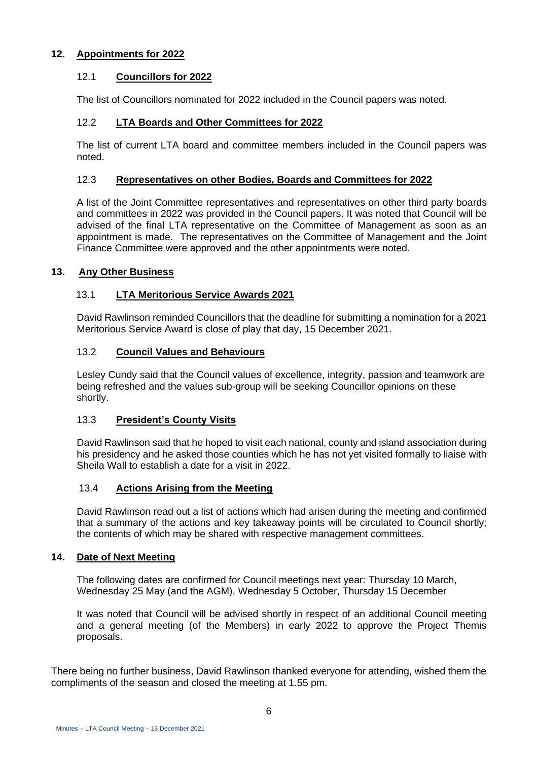## 12. Appointments for 2022

### 12.1 Councillors for 2022

The list of Councillors nominated for 2022 included in the Council papers was noted.

### 12.2 LTA Boards and Other Committees for 2022

The list of current LTA board and committee members included in the Council papers was noted.

### 12.3 Representatives on other Bodies, Boards and Committees for 2022

A list of the Joint Committee representatives and representatives on other third party boards and committees in 2022 was provided in the Council papers. It was noted that Council will be advised of the final LTA representative on the Committee of Management as soon as an appointment is made. The representatives on the Committee of Management and the Joint Finance Committee were approved and the other appointments were noted.

## 13. Any Other Business

### 13.1 LTA Meritorious Service Awards 2021

David Rawlinson reminded Councillors that the deadline for submitting a nomination for a 2021 Meritorious Service Award is close of play that day, 15 December 2021.

### 13.2 Council Values and Behaviours

Lesley Cundy said that the Council values of excellence, integrity, passion and teamwork are being refreshed and the values sub-group will be seeking Councillor opinions on these shortly.

### 13.3 President's County Visits

David Rawlinson said that he hoped to visit each national, county and island association during his presidency and he asked those counties which he has not yet visited formally to liaise with Sheila Wall to establish a date for a visit in 2022.

### 13.4 Actions Arising from the Meeting

David Rawlinson read out a list of actions which had arisen during the meeting and confirmed that a summary of the actions and key takeaway points will be circulated to Council shortly; the contents of which may be shared with respective management committees.

## 14. Date of Next Meeting

The following dates are confirmed for Council meetings next year: Thursday 10 March, Wednesday 25 May (and the AGM), Wednesday 5 October, Thursday 15 December

It was noted that Council will be advised shortly in respect of an additional Council meeting and a general meeting (of the Members) in early 2022 to approve the Project Themis proposals.

There being no further business, David Rawlinson thanked everyone for attending, wished them the compliments of the season and closed the meeting at 1.55 pm.